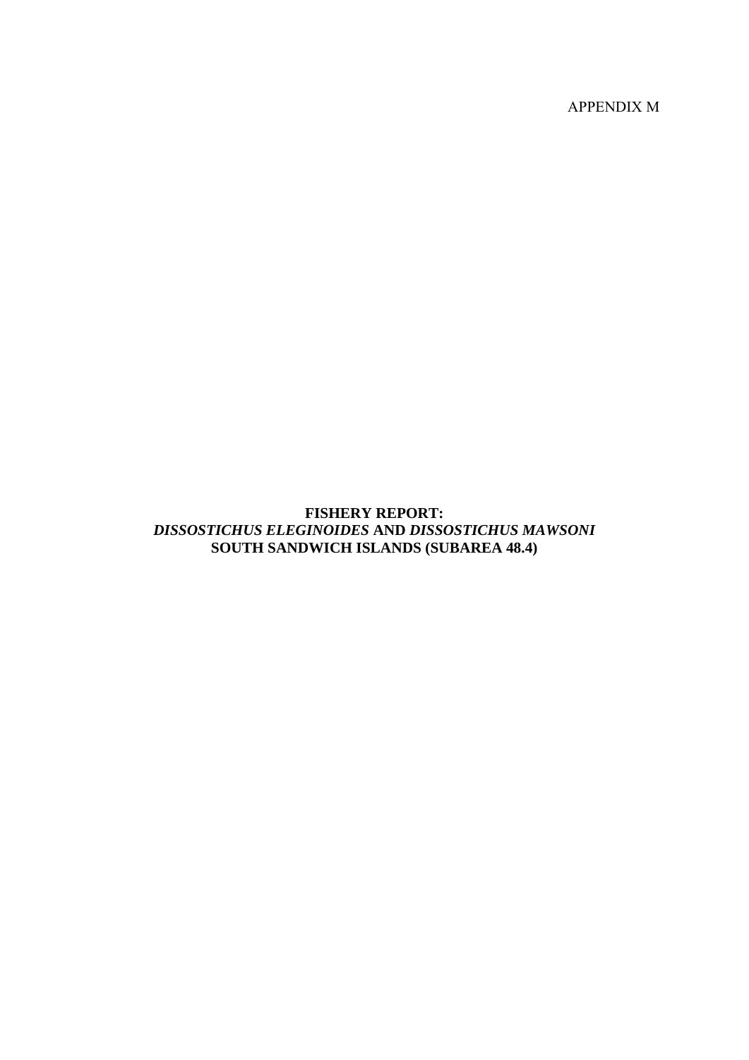APPENDIX M

# FISHERY REPORT: *DISSOSTICHUS ELEGINOIDES* AND *DISSOSTICHUS MAWSONI* SOUTH SANDWICH ISLANDS (SUBAREA 48.4)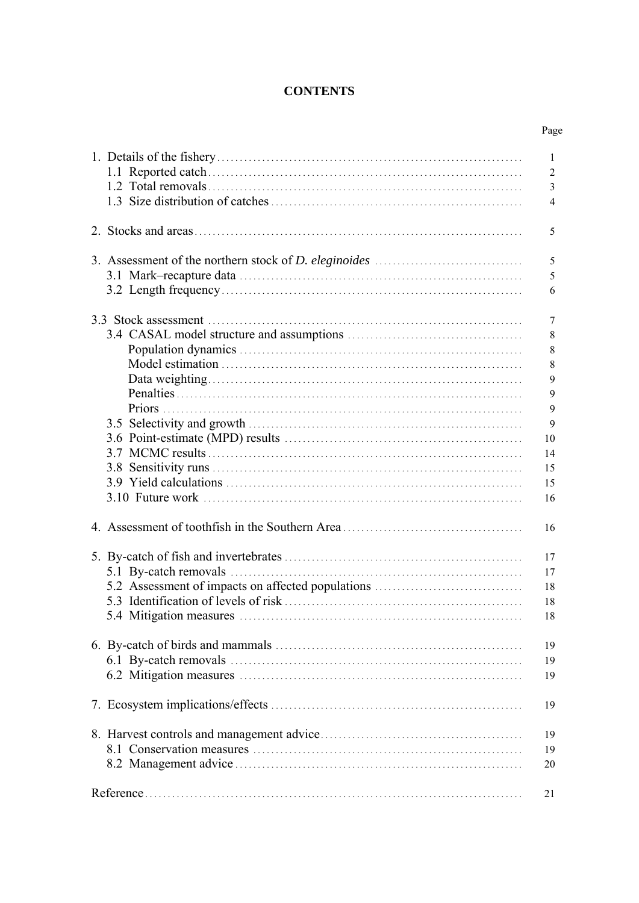# CONTENTS

| | Page |
|---|---|
| 1. Details of the fishery | 1 |
| 1.1 Reported catch | 2 |
| 1.2 Total removals | 3 |
| 1.3 Size distribution of catches | 4 |
| 2. Stocks and areas | 5 |
| 3. Assessment of the northern stock of *D. eleginoides* | 5 |
| 3.1 Mark–recapture data | 5 |
| 3.2 Length frequency | 6 |
| 3.3 Stock assessment | 7 |
| 3.4 CASAL model structure and assumptions | 8 |
| Population dynamics | 8 |
| Model estimation | 8 |
| Data weighting | 9 |
| Penalties | 9 |
| Priors | 9 |
| 3.5 Selectivity and growth | 9 |
| 3.6 Point-estimate (MPD) results | 10 |
| 3.7 MCMC results | 14 |
| 3.8 Sensitivity runs | 15 |
| 3.9 Yield calculations | 15 |
| 3.10 Future work | 16 |
| 4. Assessment of toothfish in the Southern Area | 16 |
| 5. By-catch of fish and invertebrates | 17 |
| 5.1 By-catch removals | 17 |
| 5.2 Assessment of impacts on affected populations | 18 |
| 5.3 Identification of levels of risk | 18 |
| 5.4 Mitigation measures | 18 |
| 6. By-catch of birds and mammals | 19 |
| 6.1 By-catch removals | 19 |
| 6.2 Mitigation measures | 19 |
| 7. Ecosystem implications/effects | 19 |
| 8. Harvest controls and management advice | 19 |
| 8.1 Conservation measures | 19 |
| 8.2 Management advice | 20 |
| Reference | 21 |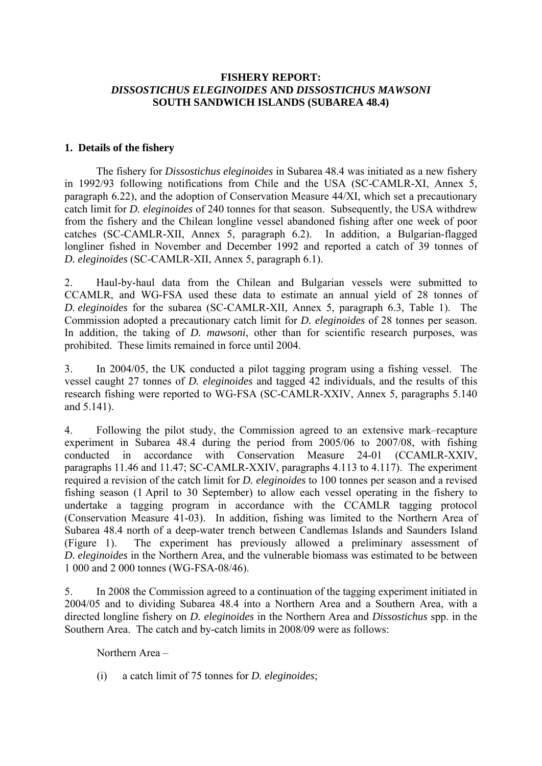**FISHERY REPORT:**
***DISSOSTICHUS ELEGINOIDES* AND *DISSOSTICHUS MAWSONI***
**SOUTH SANDWICH ISLANDS (SUBAREA 48.4)**

## 1. Details of the fishery

The fishery for *Dissostichus eleginoides* in Subarea 48.4 was initiated as a new fishery in 1992/93 following notifications from Chile and the USA (SC-CAMLR-XI, Annex 5, paragraph 6.22), and the adoption of Conservation Measure 44/XI, which set a precautionary catch limit for *D. eleginoides* of 240 tonnes for that season. Subsequently, the USA withdrew from the fishery and the Chilean longline vessel abandoned fishing after one week of poor catches (SC-CAMLR-XII, Annex 5, paragraph 6.2). In addition, a Bulgarian-flagged longliner fished in November and December 1992 and reported a catch of 39 tonnes of *D. eleginoides* (SC-CAMLR-XII, Annex 5, paragraph 6.1).

2. Haul-by-haul data from the Chilean and Bulgarian vessels were submitted to CCAMLR, and WG-FSA used these data to estimate an annual yield of 28 tonnes of *D. eleginoides* for the subarea (SC-CAMLR-XII, Annex 5, paragraph 6.3, Table 1). The Commission adopted a precautionary catch limit for *D. eleginoides* of 28 tonnes per season. In addition, the taking of *D. mawsoni*, other than for scientific research purposes, was prohibited. These limits remained in force until 2004.

3. In 2004/05, the UK conducted a pilot tagging program using a fishing vessel. The vessel caught 27 tonnes of *D. eleginoides* and tagged 42 individuals, and the results of this research fishing were reported to WG-FSA (SC-CAMLR-XXIV, Annex 5, paragraphs 5.140 and 5.141).

4. Following the pilot study, the Commission agreed to an extensive mark–recapture experiment in Subarea 48.4 during the period from 2005/06 to 2007/08, with fishing conducted in accordance with Conservation Measure 24-01 (CCAMLR-XXIV, paragraphs 11.46 and 11.47; SC-CAMLR-XXIV, paragraphs 4.113 to 4.117). The experiment required a revision of the catch limit for *D. eleginoides* to 100 tonnes per season and a revised fishing season (1 April to 30 September) to allow each vessel operating in the fishery to undertake a tagging program in accordance with the CCAMLR tagging protocol (Conservation Measure 41-03). In addition, fishing was limited to the Northern Area of Subarea 48.4 north of a deep-water trench between Candlemas Islands and Saunders Island (Figure 1). The experiment has previously allowed a preliminary assessment of *D. eleginoides* in the Northern Area, and the vulnerable biomass was estimated to be between 1 000 and 2 000 tonnes (WG-FSA-08/46).

5. In 2008 the Commission agreed to a continuation of the tagging experiment initiated in 2004/05 and to dividing Subarea 48.4 into a Northern Area and a Southern Area, with a directed longline fishery on *D. eleginoides* in the Northern Area and *Dissostichus* spp. in the Southern Area. The catch and by-catch limits in 2008/09 were as follows:

Northern Area –

(i) a catch limit of 75 tonnes for *D. eleginoides*;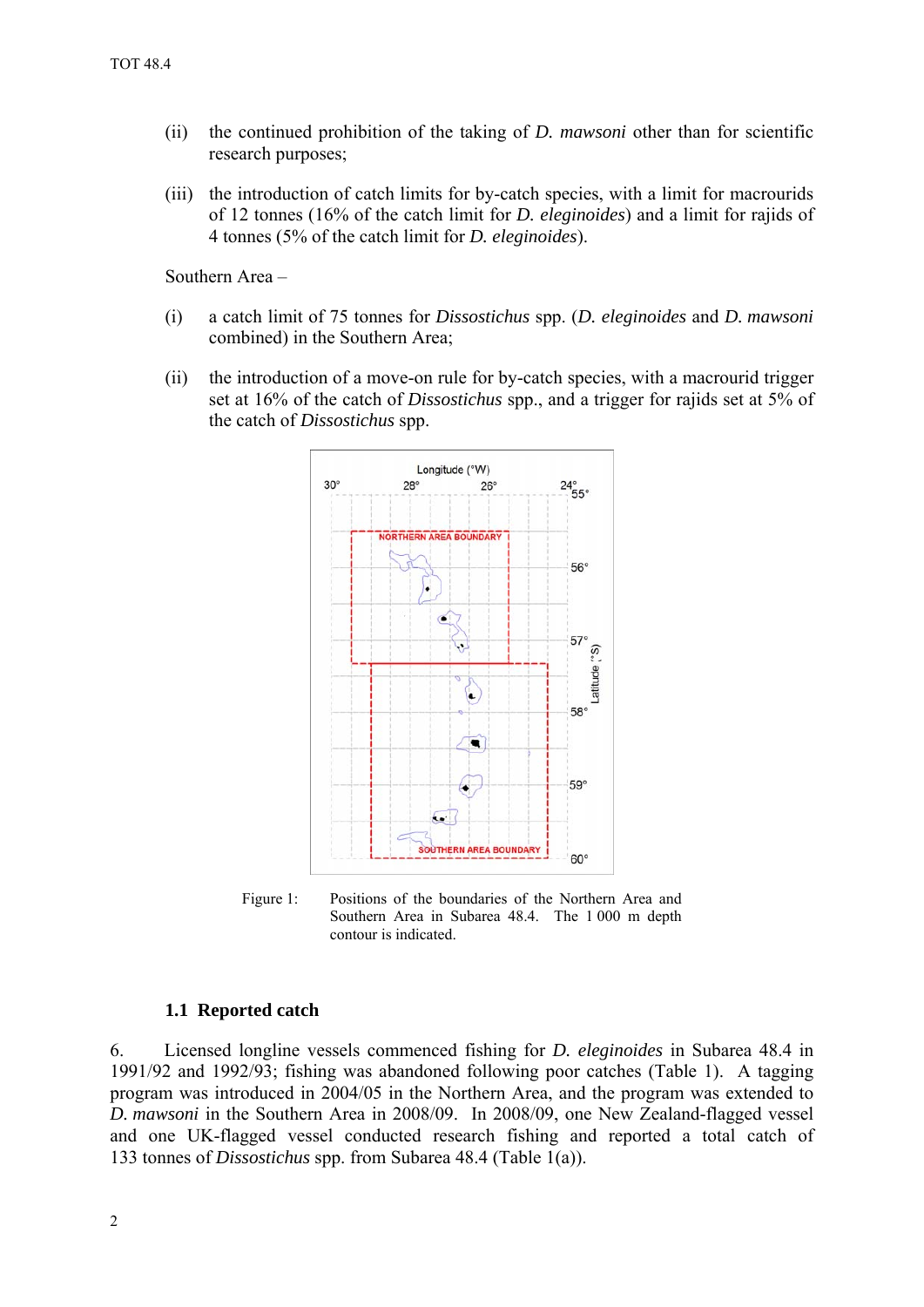(ii) the continued prohibition of the taking of *D. mawsoni* other than for scientific research purposes;

(iii) the introduction of catch limits for by-catch species, with a limit for macrourids of 12 tonnes (16% of the catch limit for *D. eleginoides*) and a limit for rajids of 4 tonnes (5% of the catch limit for *D. eleginoides*).

Southern Area –

(i) a catch limit of 75 tonnes for *Dissostichus* spp. (*D. eleginoides* and *D. mawsoni* combined) in the Southern Area;

(ii) the introduction of a move-on rule for by-catch species, with a macrourid trigger set at 16% of the catch of *Dissostichus* spp., and a trigger for rajids set at 5% of the catch of *Dissostichus* spp.

Figure 1: Positions of the boundaries of the Northern Area and Southern Area in Subarea 48.4. The 1 000 m depth contour is indicated.

### 1.1 Reported catch

6. Licensed longline vessels commenced fishing for *D. eleginoides* in Subarea 48.4 in 1991/92 and 1992/93; fishing was abandoned following poor catches (Table 1). A tagging program was introduced in 2004/05 in the Northern Area, and the program was extended to *D. mawsoni* in the Southern Area in 2008/09. In 2008/09, one New Zealand-flagged vessel and one UK-flagged vessel conducted research fishing and reported a total catch of 133 tonnes of *Dissostichus* spp. from Subarea 48.4 (Table 1(a)).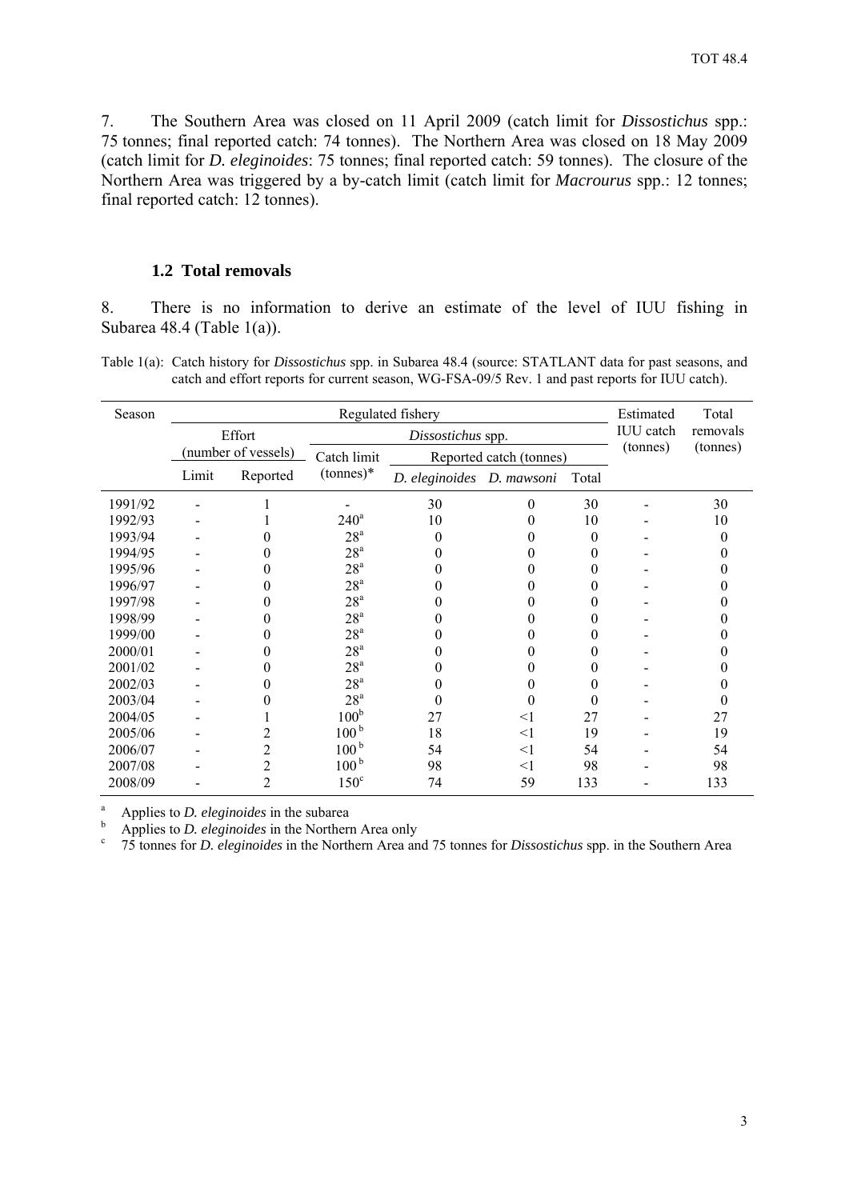7. The Southern Area was closed on 11 April 2009 (catch limit for *Dissostichus* spp.: 75 tonnes; final reported catch: 74 tonnes). The Northern Area was closed on 18 May 2009 (catch limit for *D. eleginoides*: 75 tonnes; final reported catch: 59 tonnes). The closure of the Northern Area was triggered by a by-catch limit (catch limit for *Macrourus* spp.: 12 tonnes; final reported catch: 12 tonnes).

### 1.2 Total removals

8. There is no information to derive an estimate of the level of IUU fishing in Subarea 48.4 (Table 1(a)).

Table 1(a): Catch history for *Dissostichus* spp. in Subarea 48.4 (source: STATLANT data for past seasons, and catch and effort reports for current season, WG-FSA-09/5 Rev. 1 and past reports for IUU catch).

| Season | Regulated fishery | | | | | | Estimated IUU catch (tonnes) | Total removals (tonnes) |
|---|---|---|---|---|---|---|---|---|
| | Effort (number of vessels) | | *Dissostichus* spp. | | | | | |
| | | | Catch limit (tonnes)* | Reported catch (tonnes) | | | | |
| | Limit | Reported | | *D. eleginoides* | *D. mawsoni* | Total | | |
| 1991/92 | - | 1 | - | 30 | 0 | 30 | - | 30 |
| 1992/93 | - | 1 | 240[a] | 10 | 0 | 10 | - | 10 |
| 1993/94 | - | 0 | 28[a] | 0 | 0 | 0 | - | 0 |
| 1994/95 | - | 0 | 28[a] | 0 | 0 | 0 | - | 0 |
| 1995/96 | - | 0 | 28[a] | 0 | 0 | 0 | - | 0 |
| 1996/97 | - | 0 | 28[a] | 0 | 0 | 0 | - | 0 |
| 1997/98 | - | 0 | 28[a] | 0 | 0 | 0 | - | 0 |
| 1998/99 | - | 0 | 28[a] | 0 | 0 | 0 | - | 0 |
| 1999/00 | - | 0 | 28[a] | 0 | 0 | 0 | - | 0 |
| 2000/01 | - | 0 | 28[a] | 0 | 0 | 0 | - | 0 |
| 2001/02 | - | 0 | 28[a] | 0 | 0 | 0 | - | 0 |
| 2002/03 | - | 0 | 28[a] | 0 | 0 | 0 | - | 0 |
| 2003/04 | - | 0 | 28[a] | 0 | 0 | 0 | - | 0 |
| 2004/05 | - | 1 | 100[b] | 27 | <1 | 27 | - | 27 |
| 2005/06 | - | 2 | 100[b] | 18 | <1 | 19 | - | 19 |
| 2006/07 | - | 2 | 100[b] | 54 | <1 | 54 | - | 54 |
| 2007/08 | - | 2 | 100[b] | 98 | <1 | 98 | - | 98 |
| 2008/09 | - | 2 | 150[c] | 74 | 59 | 133 | - | 133 |

[a] Applies to *D. eleginoides* in the subarea

[b] Applies to *D. eleginoides* in the Northern Area only

[c] 75 tonnes for *D. eleginoides* in the Northern Area and 75 tonnes for *Dissostichus* spp. in the Southern Area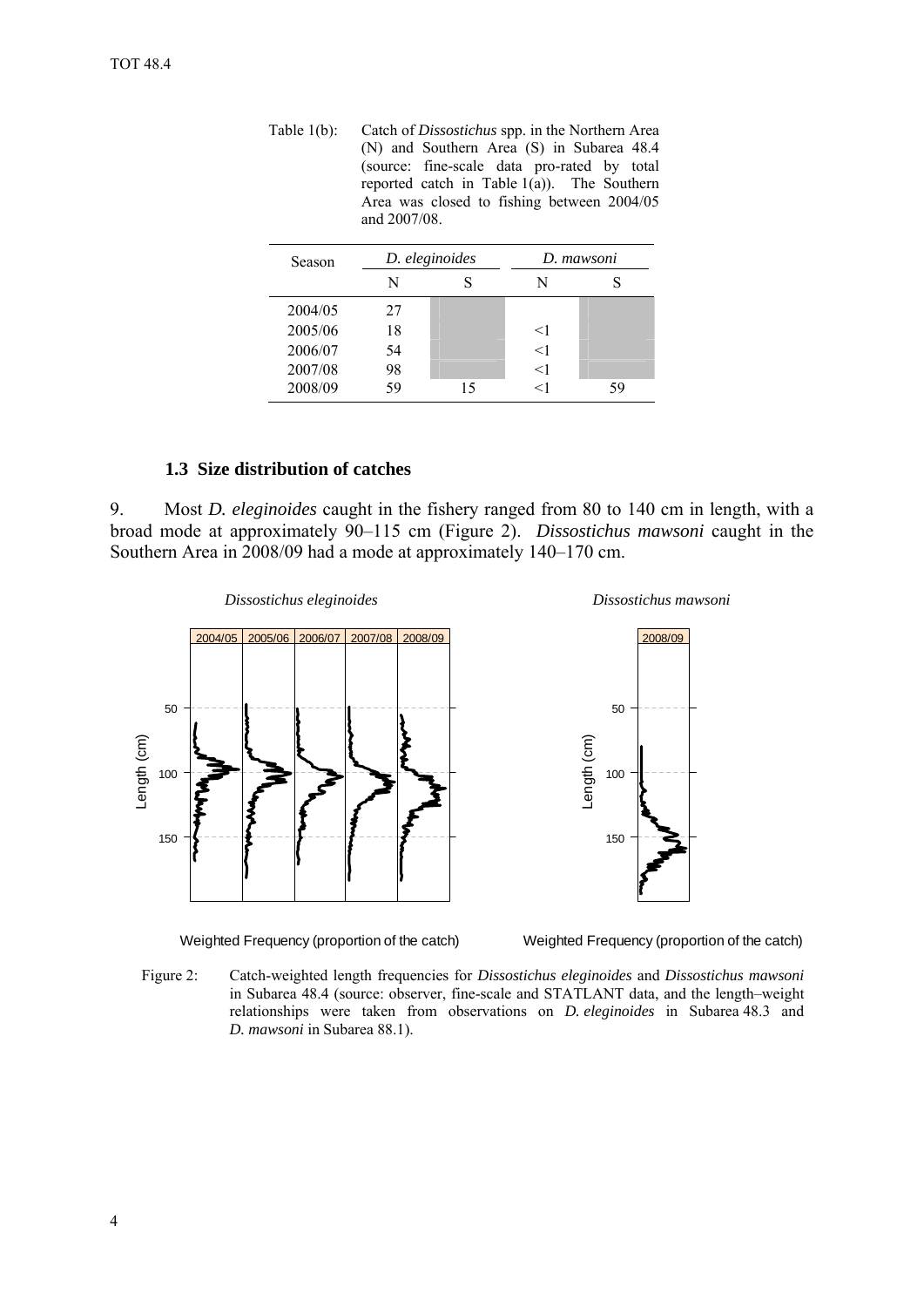Table 1(b): Catch of *Dissostichus* spp. in the Northern Area (N) and Southern Area (S) in Subarea 48.4 (source: fine-scale data pro-rated by total reported catch in Table 1(a)). The Southern Area was closed to fishing between 2004/05 and 2007/08.

| Season | *D. eleginoides* | | *D. mawsoni* | |
|---|---|---|---|---|
| | N | S | N | S |
| 2004/05 | 27 | | | |
| 2005/06 | 18 | | <1 | |
| 2006/07 | 54 | | <1 | |
| 2007/08 | 98 | | <1 | |
| 2008/09 | 59 | 15 | <1 | 59 |

### 1.3 Size distribution of catches

9. Most *D. eleginoides* caught in the fishery ranged from 80 to 140 cm in length, with a broad mode at approximately 90–115 cm (Figure 2). *Dissostichus mawsoni* caught in the Southern Area in 2008/09 had a mode at approximately 140–170 cm.

Figure 2: Catch-weighted length frequencies for *Dissostichus eleginoides* and *Dissostichus mawsoni* in Subarea 48.4 (source: observer, fine-scale and STATLANT data, and the length–weight relationships were taken from observations on *D. eleginoides* in Subarea 48.3 and *D. mawsoni* in Subarea 88.1).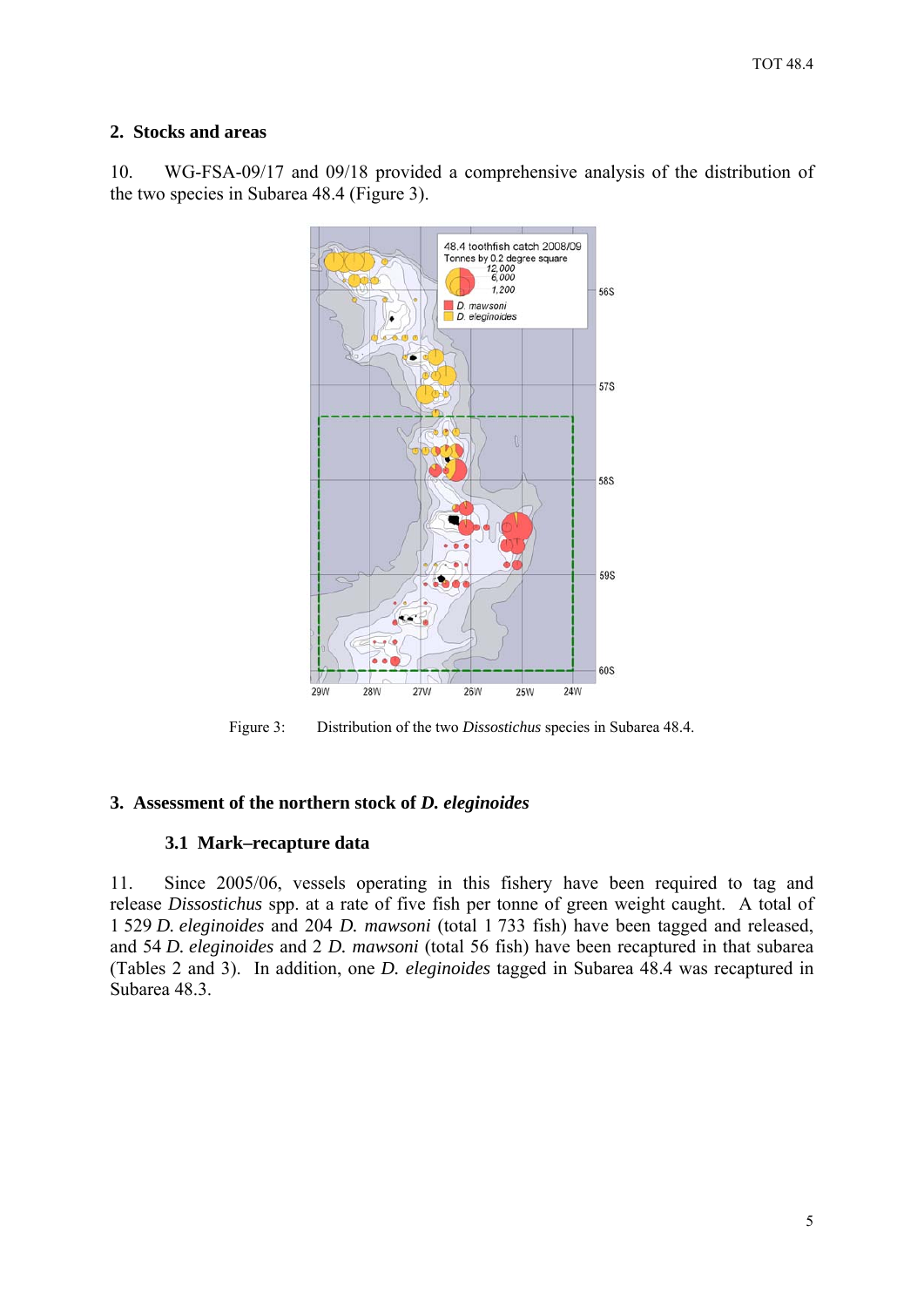## 2. Stocks and areas

10. WG-FSA-09/17 and 09/18 provided a comprehensive analysis of the distribution of the two species in Subarea 48.4 (Figure 3).

Figure 3: Distribution of the two *Dissostichus* species in Subarea 48.4.

## 3. Assessment of the northern stock of *D. eleginoides*

### 3.1 Mark–recapture data

11. Since 2005/06, vessels operating in this fishery have been required to tag and release *Dissostichus* spp. at a rate of five fish per tonne of green weight caught. A total of 1 529 *D. eleginoides* and 204 *D. mawsoni* (total 1 733 fish) have been tagged and released, and 54 *D. eleginoides* and 2 *D. mawsoni* (total 56 fish) have been recaptured in that subarea (Tables 2 and 3). In addition, one *D. eleginoides* tagged in Subarea 48.4 was recaptured in Subarea 48.3.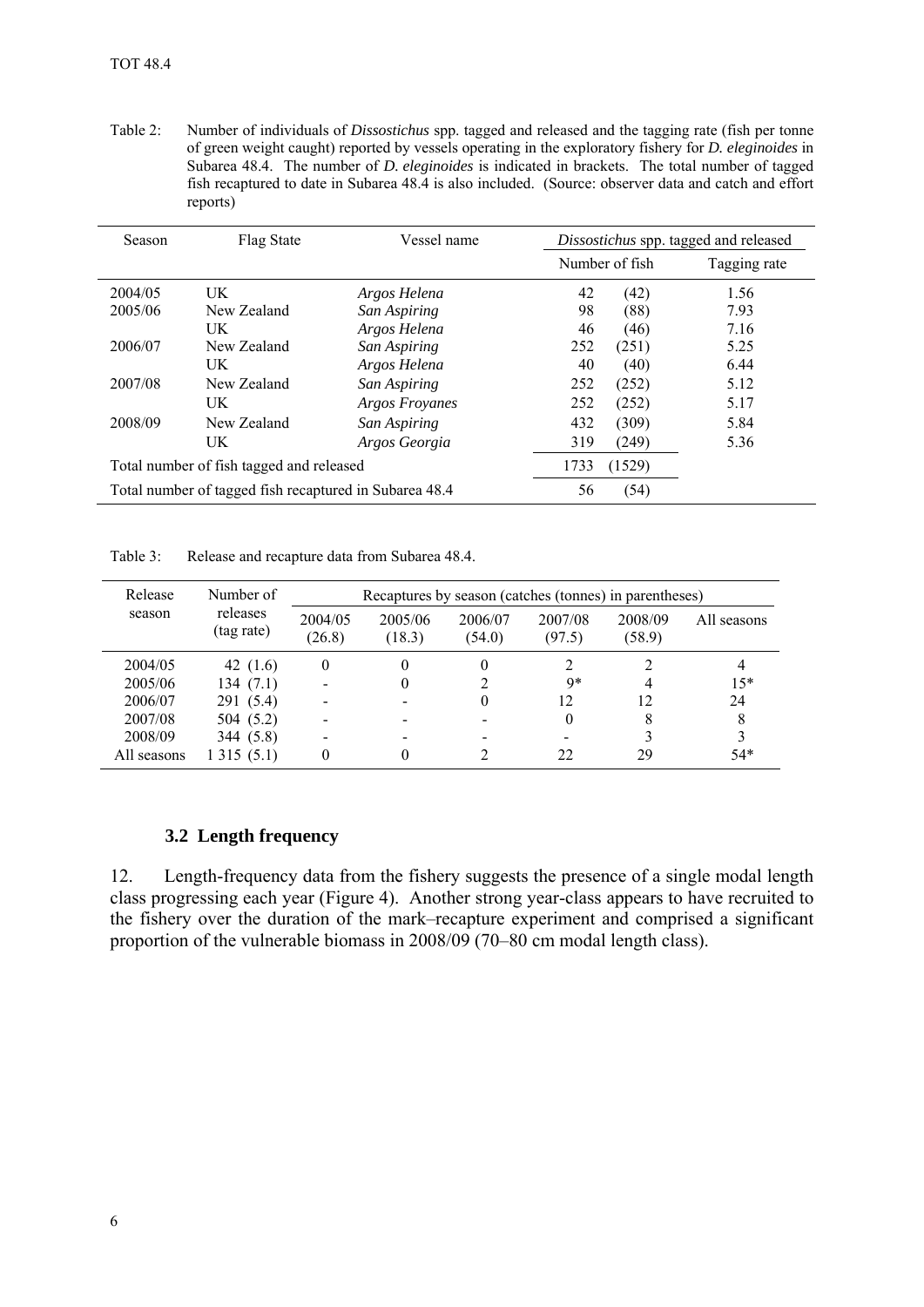Table 2: Number of individuals of *Dissostichus* spp. tagged and released and the tagging rate (fish per tonne of green weight caught) reported by vessels operating in the exploratory fishery for *D. eleginoides* in Subarea 48.4. The number of *D. eleginoides* is indicated in brackets. The total number of tagged fish recaptured to date in Subarea 48.4 is also included. (Source: observer data and catch and effort reports)

| Season | Flag State | Vessel name | *Dissostichus* spp. tagged and released | |
|---|---|---|---|---|
| | | | Number of fish | Tagging rate |
| 2004/05 | UK | *Argos Helena* | 42 (42) | 1.56 |
| 2005/06 | New Zealand | *San Aspiring* | 98 (88) | 7.93 |
| | UK | *Argos Helena* | 46 (46) | 7.16 |
| 2006/07 | New Zealand | *San Aspiring* | 252 (251) | 5.25 |
| | UK | *Argos Helena* | 40 (40) | 6.44 |
| 2007/08 | New Zealand | *San Aspiring* | 252 (252) | 5.12 |
| | UK | *Argos Froyanes* | 252 (252) | 5.17 |
| 2008/09 | New Zealand | *San Aspiring* | 432 (309) | 5.84 |
| | UK | *Argos Georgia* | 319 (249) | 5.36 |
| Total number of fish tagged and released | | | 1733 (1529) | |
| Total number of tagged fish recaptured in Subarea 48.4 | | | 56 (54) | |

Table 3: Release and recapture data from Subarea 48.4.

| Release season | Number of releases (tag rate) | Recaptures by season (catches (tonnes) in parentheses) | | | | | |
|---|---|---|---|---|---|---|---|
| | | 2004/05 (26.8) | 2005/06 (18.3) | 2006/07 (54.0) | 2007/08 (97.5) | 2008/09 (58.9) | All seasons |
| 2004/05 | 42 (1.6) | 0 | 0 | 0 | 2 | 2 | 4 |
| 2005/06 | 134 (7.1) | - | 0 | 2 | 9* | 4 | 15* |
| 2006/07 | 291 (5.4) | - | - | 0 | 12 | 12 | 24 |
| 2007/08 | 504 (5.2) | - | - | - | 0 | 8 | 8 |
| 2008/09 | 344 (5.8) | - | - | - | - | 3 | 3 |
| All seasons | 1 315 (5.1) | 0 | 0 | 2 | 22 | 29 | 54* |

### 3.2 Length frequency

12. Length-frequency data from the fishery suggests the presence of a single modal length class progressing each year (Figure 4). Another strong year-class appears to have recruited to the fishery over the duration of the mark–recapture experiment and comprised a significant proportion of the vulnerable biomass in 2008/09 (70–80 cm modal length class).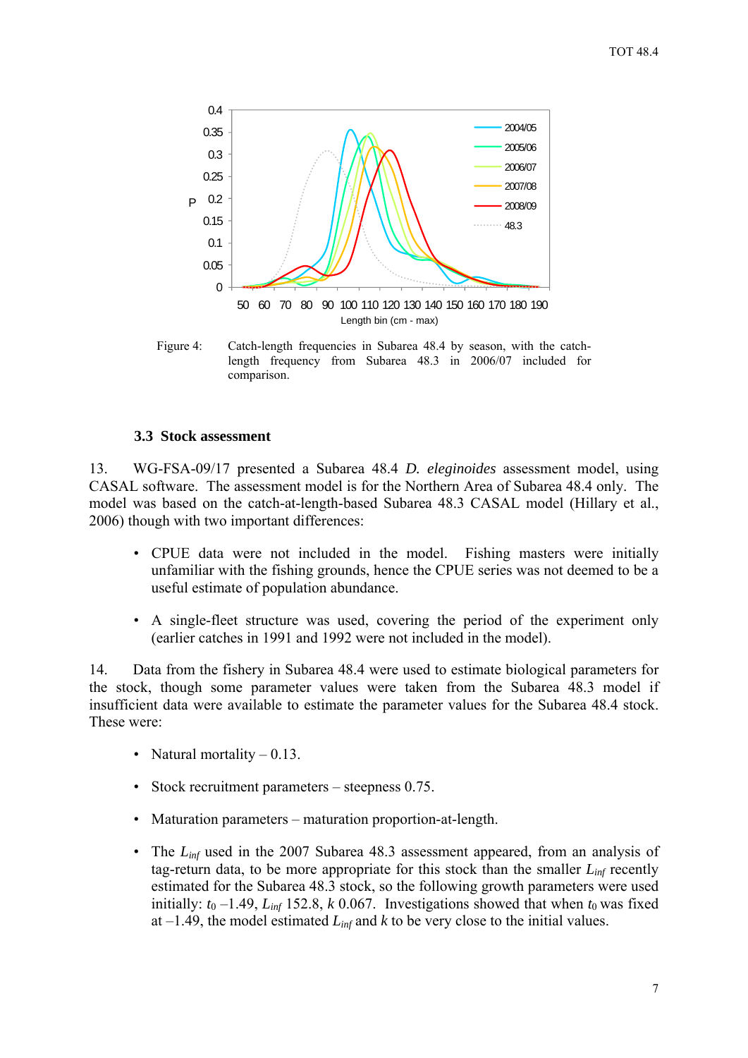Figure 4: Catch-length frequencies in Subarea 48.4 by season, with the catch-length frequency from Subarea 48.3 in 2006/07 included for comparison.

### 3.3 Stock assessment

13. WG-FSA-09/17 presented a Subarea 48.4 *D. eleginoides* assessment model, using CASAL software. The assessment model is for the Northern Area of Subarea 48.4 only. The model was based on the catch-at-length-based Subarea 48.3 CASAL model (Hillary et al., 2006) though with two important differences:

- CPUE data were not included in the model. Fishing masters were initially unfamiliar with the fishing grounds, hence the CPUE series was not deemed to be a useful estimate of population abundance.
- A single-fleet structure was used, covering the period of the experiment only (earlier catches in 1991 and 1992 were not included in the model).

14. Data from the fishery in Subarea 48.4 were used to estimate biological parameters for the stock, though some parameter values were taken from the Subarea 48.3 model if insufficient data were available to estimate the parameter values for the Subarea 48.4 stock. These were:

- Natural mortality – 0.13.
- Stock recruitment parameters – steepness 0.75.
- Maturation parameters – maturation proportion-at-length.
- The $L_{inf}$ used in the 2007 Subarea 48.3 assessment appeared, from an analysis of tag-return data, to be more appropriate for this stock than the smaller $L_{inf}$ recently estimated for the Subarea 48.3 stock, so the following growth parameters were used initially: $t_0$ –1.49, $L_{inf}$ 152.8, $k$ 0.067. Investigations showed that when $t_0$ was fixed at –1.49, the model estimated $L_{inf}$ and $k$ to be very close to the initial values.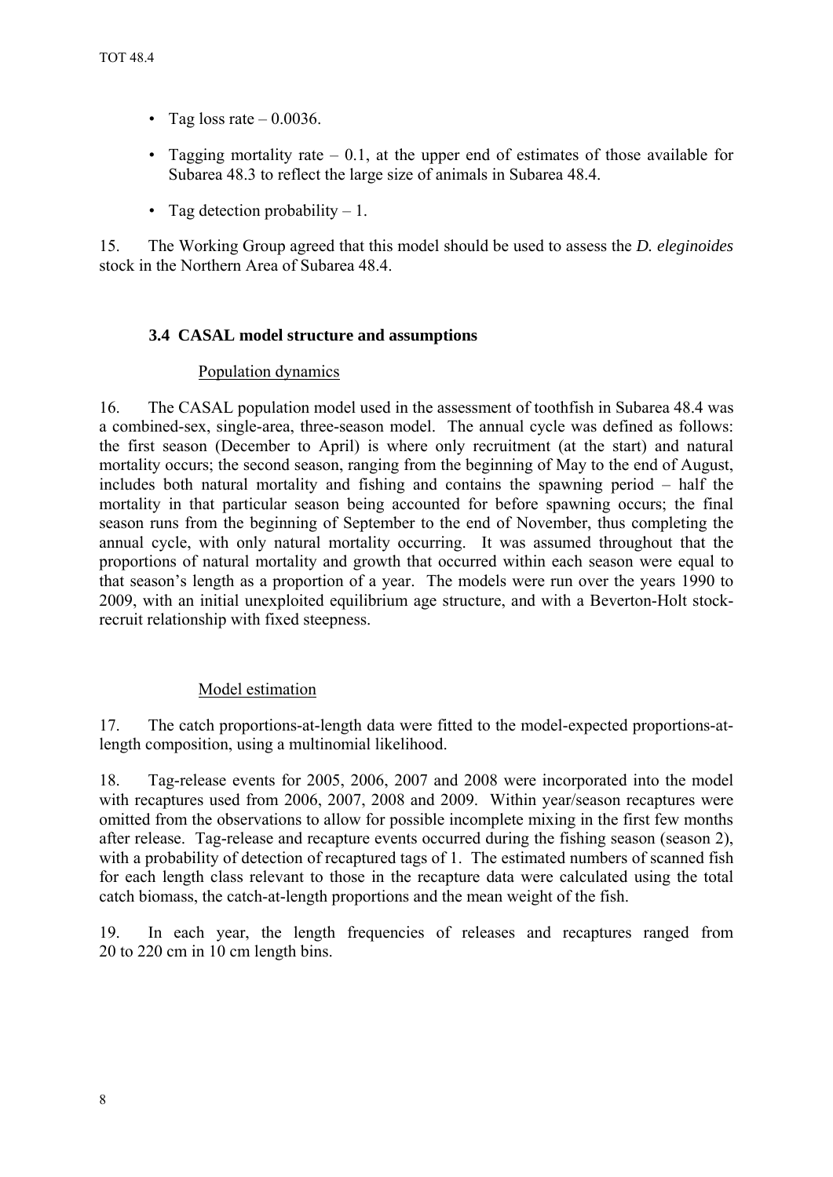- Tag loss rate – 0.0036.
- Tagging mortality rate – 0.1, at the upper end of estimates of those available for Subarea 48.3 to reflect the large size of animals in Subarea 48.4.
- Tag detection probability – 1.

15. The Working Group agreed that this model should be used to assess the *D. eleginoides* stock in the Northern Area of Subarea 48.4.

### 3.4 CASAL model structure and assumptions

Population dynamics

16. The CASAL population model used in the assessment of toothfish in Subarea 48.4 was a combined-sex, single-area, three-season model. The annual cycle was defined as follows: the first season (December to April) is where only recruitment (at the start) and natural mortality occurs; the second season, ranging from the beginning of May to the end of August, includes both natural mortality and fishing and contains the spawning period – half the mortality in that particular season being accounted for before spawning occurs; the final season runs from the beginning of September to the end of November, thus completing the annual cycle, with only natural mortality occurring. It was assumed throughout that the proportions of natural mortality and growth that occurred within each season were equal to that season's length as a proportion of a year. The models were run over the years 1990 to 2009, with an initial unexploited equilibrium age structure, and with a Beverton-Holt stock-recruit relationship with fixed steepness.

Model estimation

17. The catch proportions-at-length data were fitted to the model-expected proportions-at-length composition, using a multinomial likelihood.

18. Tag-release events for 2005, 2006, 2007 and 2008 were incorporated into the model with recaptures used from 2006, 2007, 2008 and 2009. Within year/season recaptures were omitted from the observations to allow for possible incomplete mixing in the first few months after release. Tag-release and recapture events occurred during the fishing season (season 2), with a probability of detection of recaptured tags of 1. The estimated numbers of scanned fish for each length class relevant to those in the recapture data were calculated using the total catch biomass, the catch-at-length proportions and the mean weight of the fish.

19. In each year, the length frequencies of releases and recaptures ranged from 20 to 220 cm in 10 cm length bins.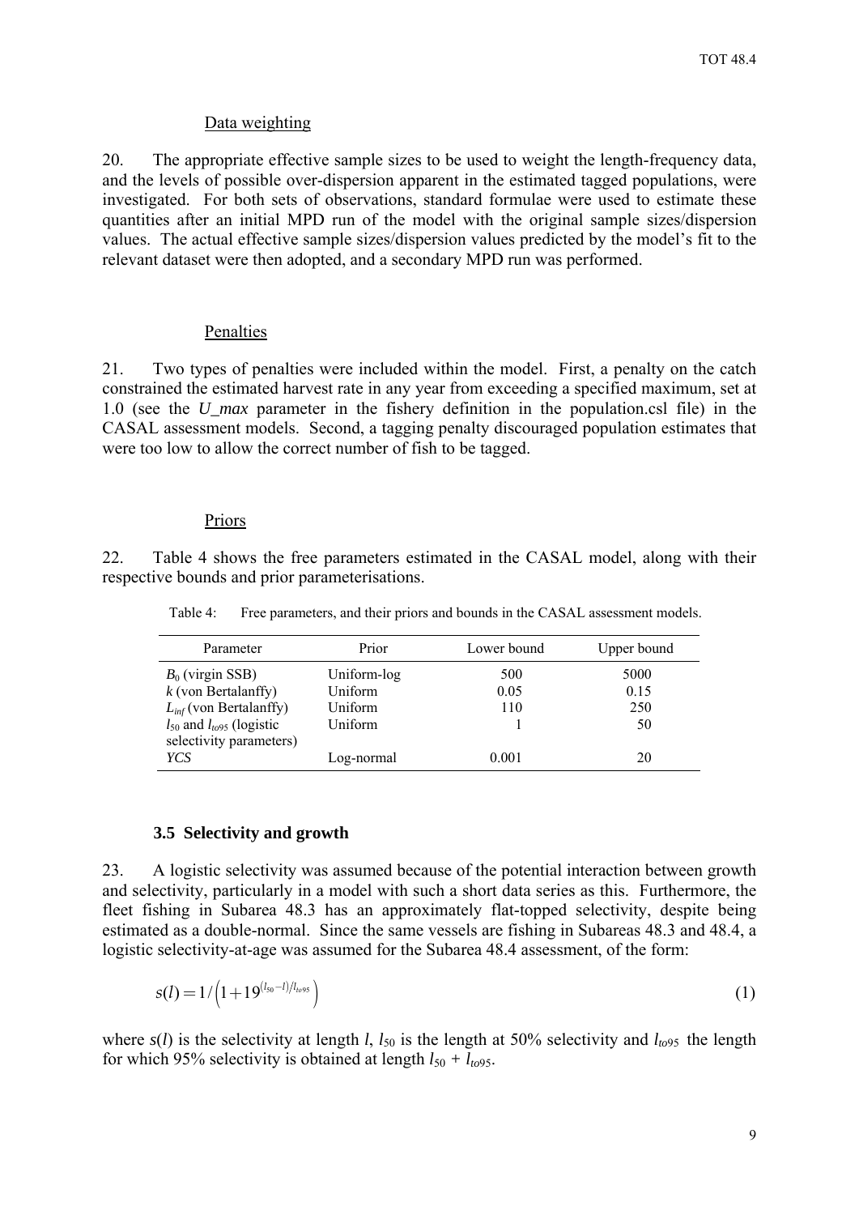Data weighting

20. The appropriate effective sample sizes to be used to weight the length-frequency data, and the levels of possible over-dispersion apparent in the estimated tagged populations, were investigated. For both sets of observations, standard formulae were used to estimate these quantities after an initial MPD run of the model with the original sample sizes/dispersion values. The actual effective sample sizes/dispersion values predicted by the model's fit to the relevant dataset were then adopted, and a secondary MPD run was performed.

Penalties

21. Two types of penalties were included within the model. First, a penalty on the catch constrained the estimated harvest rate in any year from exceeding a specified maximum, set at 1.0 (see the *U_max* parameter in the fishery definition in the population.csl file) in the CASAL assessment models. Second, a tagging penalty discouraged population estimates that were too low to allow the correct number of fish to be tagged.

Priors

22. Table 4 shows the free parameters estimated in the CASAL model, along with their respective bounds and prior parameterisations.

Table 4: Free parameters, and their priors and bounds in the CASAL assessment models.

| Parameter | Prior | Lower bound | Upper bound |
|---|---|---|---|
| $B_0$ (virgin SSB) | Uniform-log | 500 | 5000 |
| $k$ (von Bertalanffy) | Uniform | 0.05 | 0.15 |
| $L_{inf}$ (von Bertalanffy) | Uniform | 110 | 250 |
| $l_{50}$ and $l_{to95}$ (logistic selectivity parameters) | Uniform | 1 | 50 |
| *YCS* | Log-normal | 0.001 | 20 |

### 3.5 Selectivity and growth

23. A logistic selectivity was assumed because of the potential interaction between growth and selectivity, particularly in a model with such a short data series as this. Furthermore, the fleet fishing in Subarea 48.3 has an approximately flat-topped selectivity, despite being estimated as a double-normal. Since the same vessels are fishing in Subareas 48.3 and 48.4, a logistic selectivity-at-age was assumed for the Subarea 48.4 assessment, of the form:

$$s(l) = 1/\left(1+19^{(l_{50}-l)/l_{to95}}\right) \tag{1}$$

where $s(l)$ is the selectivity at length $l$, $l_{50}$ is the length at 50% selectivity and $l_{to95}$ the length for which 95% selectivity is obtained at length $l_{50} + l_{to95}$.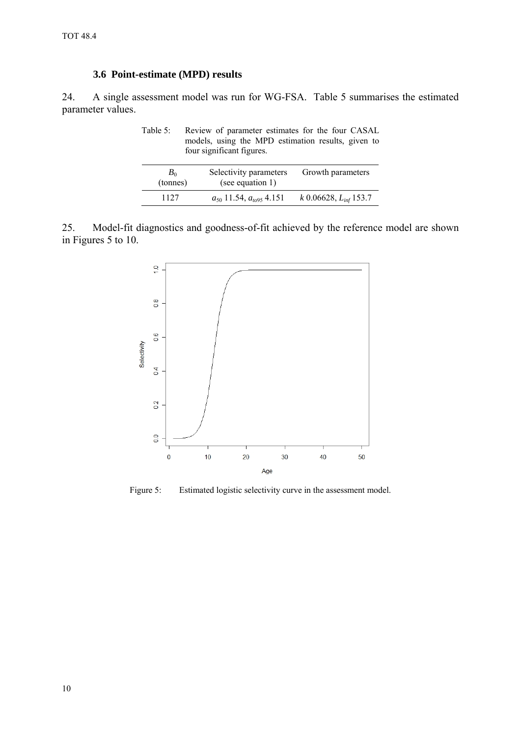### 3.6 Point-estimate (MPD) results

24. A single assessment model was run for WG-FSA. Table 5 summarises the estimated parameter values.

Table 5: Review of parameter estimates for the four CASAL models, using the MPD estimation results, given to four significant figures.

| $B_0$ (tonnes) | Selectivity parameters (see equation 1) | Growth parameters |
|---|---|---|
| 1127 | $a_{50}$ 11.54, $a_{to95}$ 4.151 | $k$ 0.06628, $L_{inf}$ 153.7 |

25. Model-fit diagnostics and goodness-of-fit achieved by the reference model are shown in Figures 5 to 10.

Figure 5: Estimated logistic selectivity curve in the assessment model.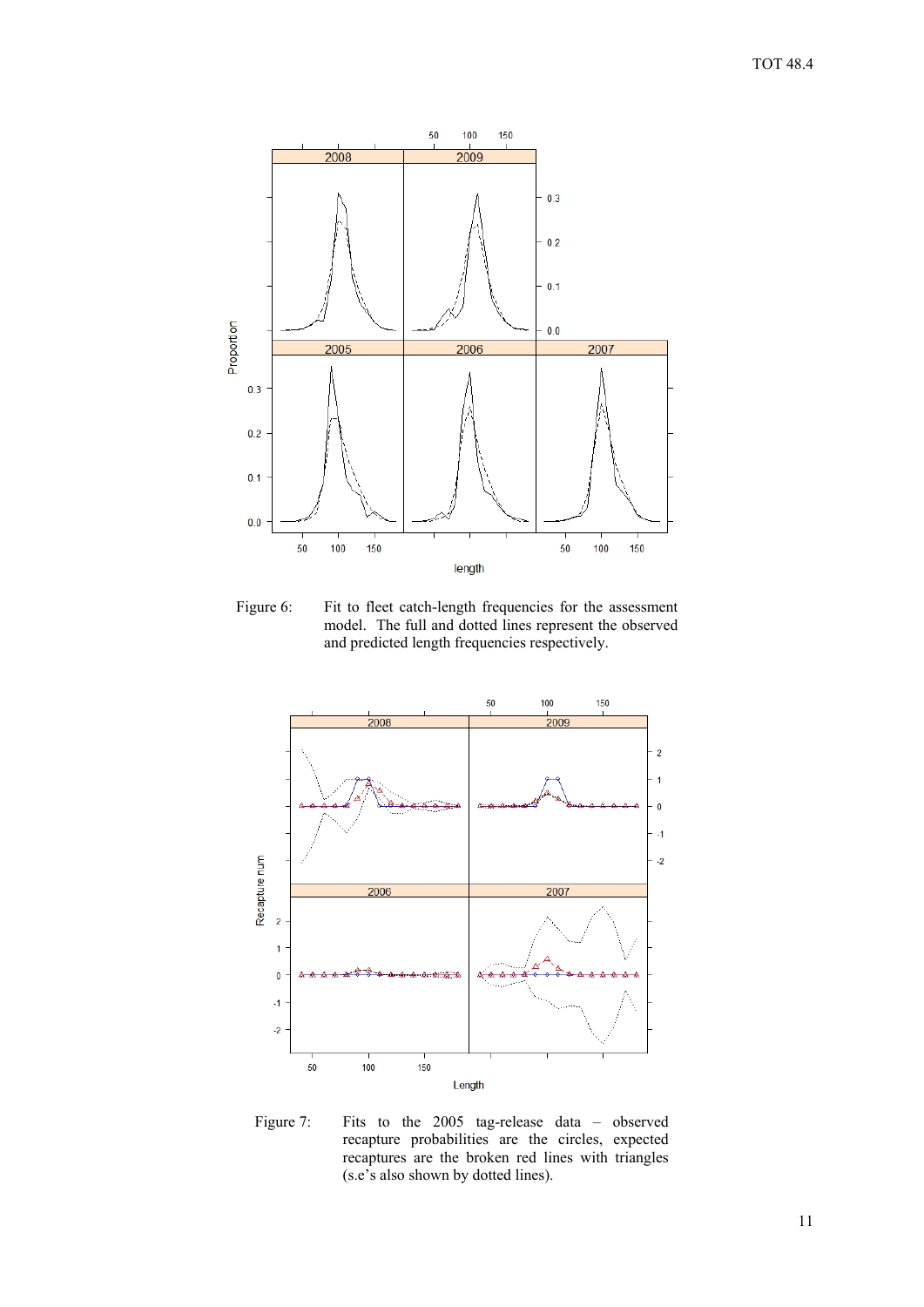Figure 6: Fit to fleet catch-length frequencies for the assessment model. The full and dotted lines represent the observed and predicted length frequencies respectively.

Figure 7: Fits to the 2005 tag-release data – observed recapture probabilities are the circles, expected recaptures are the broken red lines with triangles (s.e's also shown by dotted lines).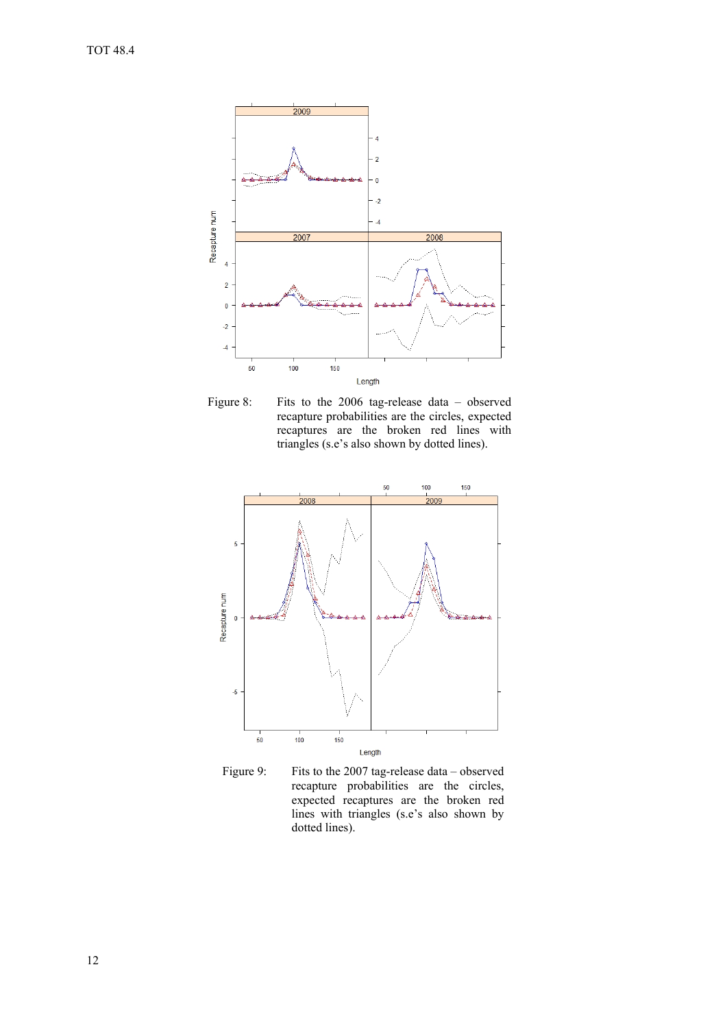Figure 8: Fits to the 2006 tag-release data – observed recapture probabilities are the circles, expected recaptures are the broken red lines with triangles (s.e's also shown by dotted lines).

Figure 9: Fits to the 2007 tag-release data – observed recapture probabilities are the circles, expected recaptures are the broken red lines with triangles (s.e's also shown by dotted lines).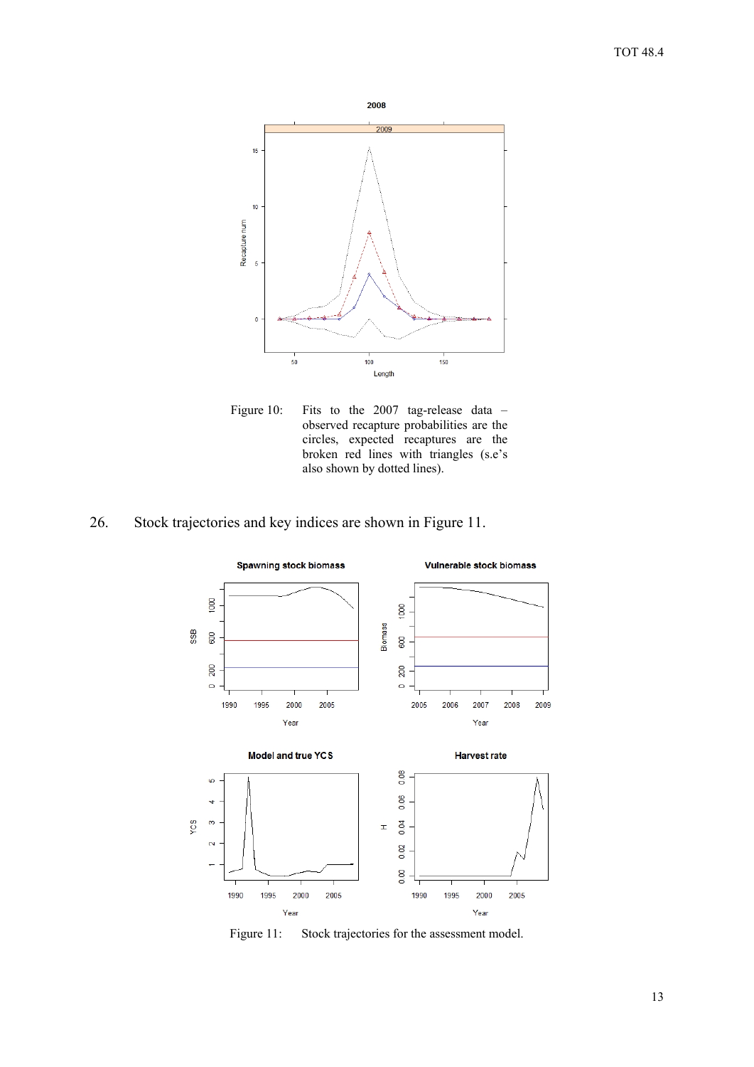Figure 10: Fits to the 2007 tag-release data – observed recapture probabilities are the circles, expected recaptures are the broken red lines with triangles (s.e's also shown by dotted lines).

26. Stock trajectories and key indices are shown in Figure 11.

Figure 11: Stock trajectories for the assessment model.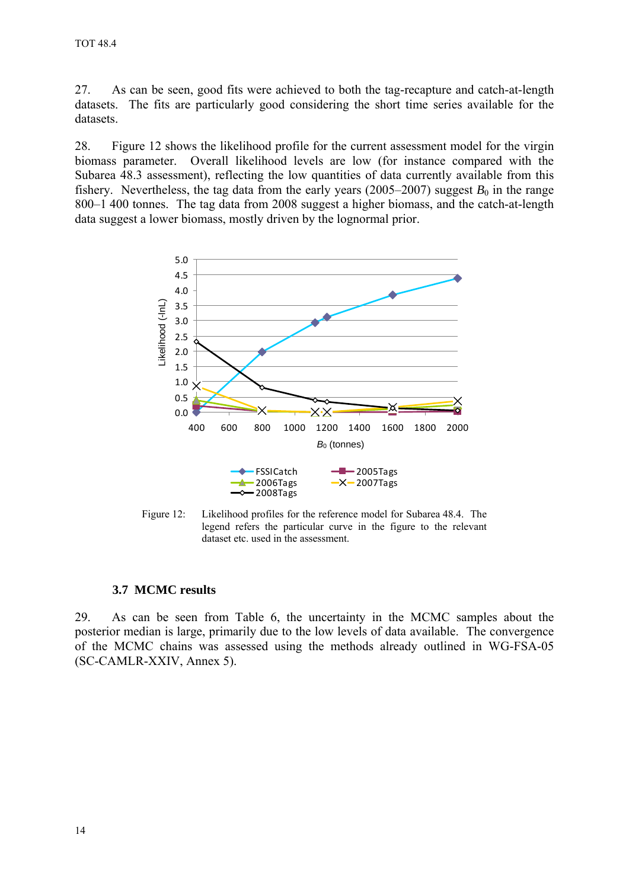27. As can be seen, good fits were achieved to both the tag-recapture and catch-at-length datasets. The fits are particularly good considering the short time series available for the datasets.

28. Figure 12 shows the likelihood profile for the current assessment model for the virgin biomass parameter. Overall likelihood levels are low (for instance compared with the Subarea 48.3 assessment), reflecting the low quantities of data currently available from this fishery. Nevertheless, the tag data from the early years (2005–2007) suggest $B_0$ in the range 800–1 400 tonnes. The tag data from 2008 suggest a higher biomass, and the catch-at-length data suggest a lower biomass, mostly driven by the lognormal prior.

Figure 12: Likelihood profiles for the reference model for Subarea 48.4. The legend refers the particular curve in the figure to the relevant dataset etc. used in the assessment.

### 3.7 MCMC results

29. As can be seen from Table 6, the uncertainty in the MCMC samples about the posterior median is large, primarily due to the low levels of data available. The convergence of the MCMC chains was assessed using the methods already outlined in WG-FSA-05 (SC-CAMLR-XXIV, Annex 5).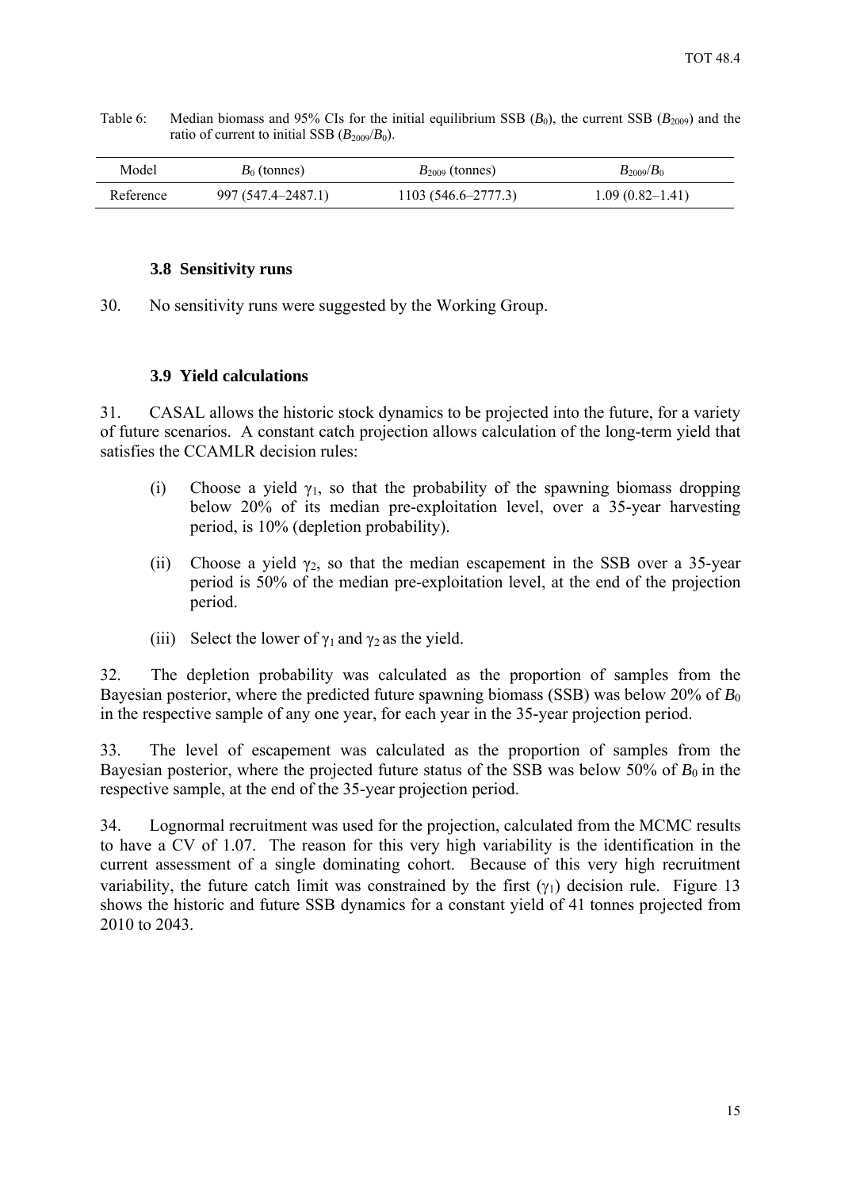Table 6: Median biomass and 95% CIs for the initial equilibrium SSB ($B_0$), the current SSB ($B_{2009}$) and the ratio of current to initial SSB ($B_{2009}/B_0$).

| Model | $B_0$ (tonnes) | $B_{2009}$ (tonnes) | $B_{2009}/B_0$ |
|---|---|---|---|
| Reference | 997 (547.4–2487.1) | 1103 (546.6–2777.3) | 1.09 (0.82–1.41) |

### 3.8 Sensitivity runs

30. No sensitivity runs were suggested by the Working Group.

### 3.9 Yield calculations

31. CASAL allows the historic stock dynamics to be projected into the future, for a variety of future scenarios. A constant catch projection allows calculation of the long-term yield that satisfies the CCAMLR decision rules:

(i) Choose a yield $\gamma_1$, so that the probability of the spawning biomass dropping below 20% of its median pre-exploitation level, over a 35-year harvesting period, is 10% (depletion probability).

(ii) Choose a yield $\gamma_2$, so that the median escapement in the SSB over a 35-year period is 50% of the median pre-exploitation level, at the end of the projection period.

(iii) Select the lower of $\gamma_1$ and $\gamma_2$ as the yield.

32. The depletion probability was calculated as the proportion of samples from the Bayesian posterior, where the predicted future spawning biomass (SSB) was below 20% of $B_0$ in the respective sample of any one year, for each year in the 35-year projection period.

33. The level of escapement was calculated as the proportion of samples from the Bayesian posterior, where the projected future status of the SSB was below 50% of $B_0$ in the respective sample, at the end of the 35-year projection period.

34. Lognormal recruitment was used for the projection, calculated from the MCMC results to have a CV of 1.07. The reason for this very high variability is the identification in the current assessment of a single dominating cohort. Because of this very high recruitment variability, the future catch limit was constrained by the first ($\gamma_1$) decision rule. Figure 13 shows the historic and future SSB dynamics for a constant yield of 41 tonnes projected from 2010 to 2043.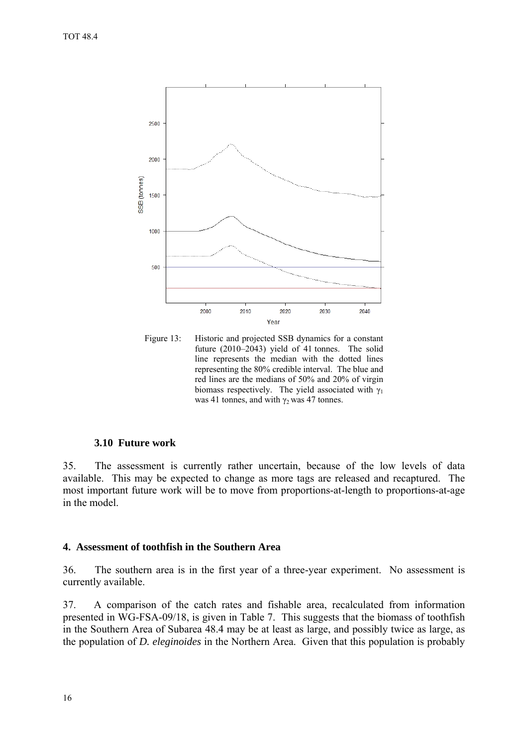Figure 13: Historic and projected SSB dynamics for a constant future (2010–2043) yield of 41 tonnes. The solid line represents the median with the dotted lines representing the 80% credible interval. The blue and red lines are the medians of 50% and 20% of virgin biomass respectively. The yield associated with $\gamma_1$ was 41 tonnes, and with $\gamma_2$ was 47 tonnes.

### 3.10 Future work

35. The assessment is currently rather uncertain, because of the low levels of data available. This may be expected to change as more tags are released and recaptured. The most important future work will be to move from proportions-at-length to proportions-at-age in the model.

## 4. Assessment of toothfish in the Southern Area

36. The southern area is in the first year of a three-year experiment. No assessment is currently available.

37. A comparison of the catch rates and fishable area, recalculated from information presented in WG-FSA-09/18, is given in Table 7. This suggests that the biomass of toothfish in the Southern Area of Subarea 48.4 may be at least as large, and possibly twice as large, as the population of *D. eleginoides* in the Northern Area. Given that this population is probably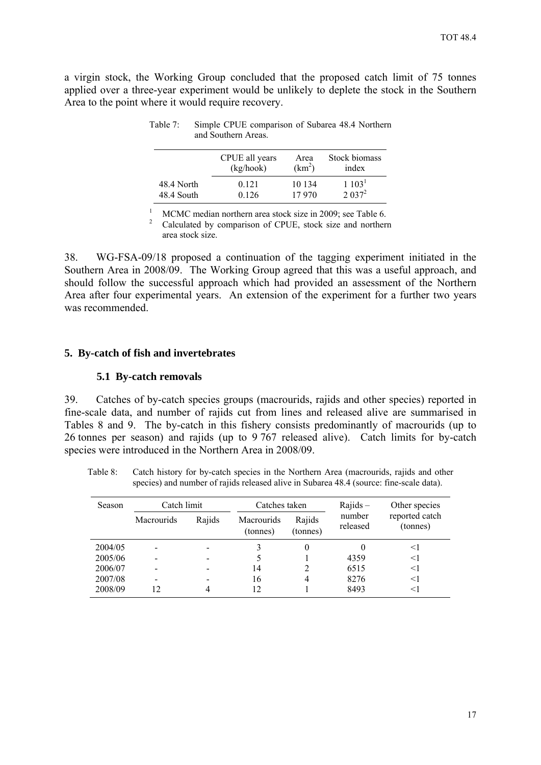a virgin stock, the Working Group concluded that the proposed catch limit of 75 tonnes applied over a three-year experiment would be unlikely to deplete the stock in the Southern Area to the point where it would require recovery.

Table 7: Simple CPUE comparison of Subarea 48.4 Northern and Southern Areas.

| | CPUE all years (kg/hook) | Area ($km^2$) | Stock biomass index |
|---|---|---|---|
| 48.4 North | 0.121 | 10 134 | 1 103[1] |
| 48.4 South | 0.126 | 17 970 | 2 037[2] |

[1] MCMC median northern area stock size in 2009; see Table 6.
[2] Calculated by comparison of CPUE, stock size and northern area stock size.

38. WG-FSA-09/18 proposed a continuation of the tagging experiment initiated in the Southern Area in 2008/09. The Working Group agreed that this was a useful approach, and should follow the successful approach which had provided an assessment of the Northern Area after four experimental years. An extension of the experiment for a further two years was recommended.

## 5. By-catch of fish and invertebrates

### 5.1 By-catch removals

39. Catches of by-catch species groups (macrourids, rajids and other species) reported in fine-scale data, and number of rajids cut from lines and released alive are summarised in Tables 8 and 9. The by-catch in this fishery consists predominantly of macrourids (up to 26 tonnes per season) and rajids (up to 9 767 released alive). Catch limits for by-catch species were introduced in the Northern Area in 2008/09.

Table 8: Catch history for by-catch species in the Northern Area (macrourids, rajids and other species) and number of rajids released alive in Subarea 48.4 (source: fine-scale data).

| Season | Catch limit | | Catches taken | | Rajids – number released | Other species reported catch (tonnes) |
|---|---|---|---|---|---|---|
| | Macrourids | Rajids | Macrourids (tonnes) | Rajids (tonnes) | | |
| 2004/05 | - | - | 3 | 0 | 0 | <1 |
| 2005/06 | - | - | 5 | 1 | 4359 | <1 |
| 2006/07 | - | - | 14 | 2 | 6515 | <1 |
| 2007/08 | - | - | 16 | 4 | 8276 | <1 |
| 2008/09 | 12 | 4 | 12 | 1 | 8493 | <1 |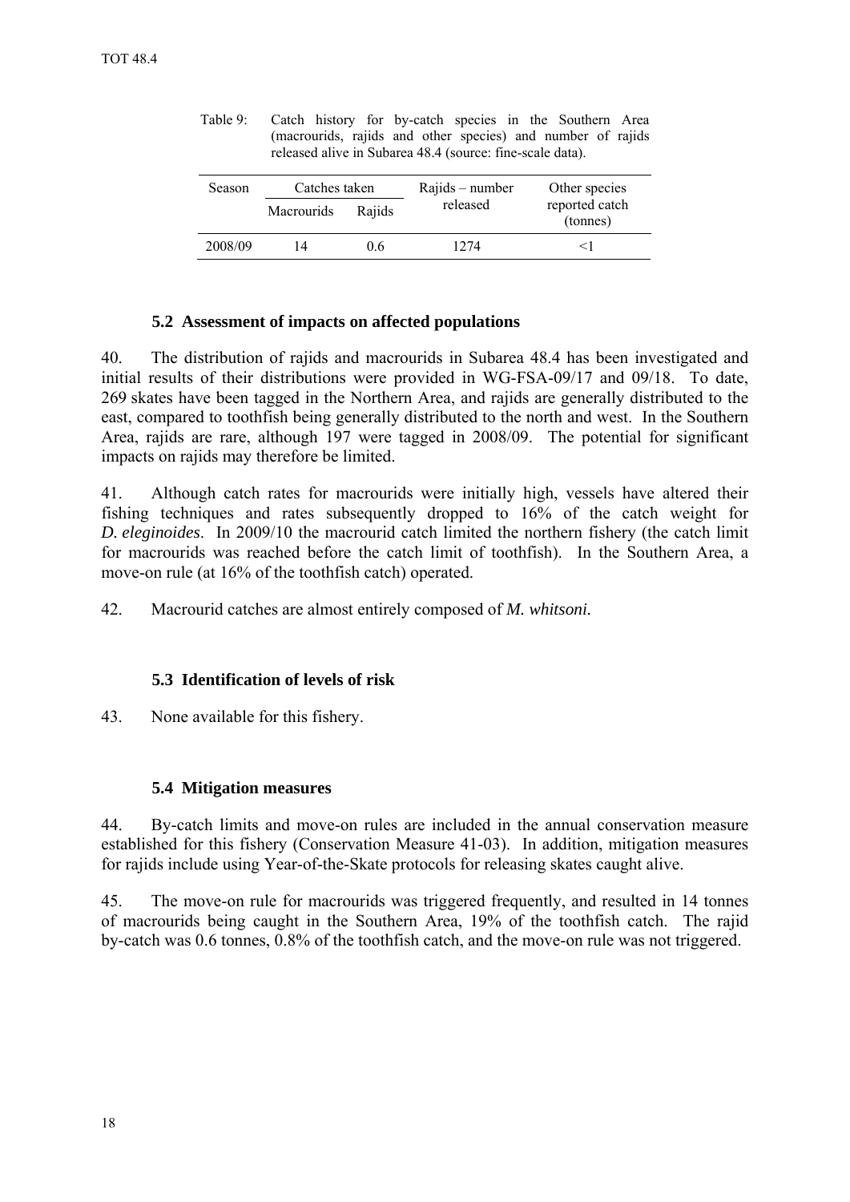Table 9: Catch history for by-catch species in the Southern Area (macrourids, rajids and other species) and number of rajids released alive in Subarea 48.4 (source: fine-scale data).

| Season | Catches taken | | Rajids – number released | Other species reported catch (tonnes) |
|---|---|---|---|---|
| | Macrourids | Rajids | | |
| 2008/09 | 14 | 0.6 | 1274 | <1 |

### 5.2 Assessment of impacts on affected populations

40. The distribution of rajids and macrourids in Subarea 48.4 has been investigated and initial results of their distributions were provided in WG-FSA-09/17 and 09/18. To date, 269 skates have been tagged in the Northern Area, and rajids are generally distributed to the east, compared to toothfish being generally distributed to the north and west. In the Southern Area, rajids are rare, although 197 were tagged in 2008/09. The potential for significant impacts on rajids may therefore be limited.

41. Although catch rates for macrourids were initially high, vessels have altered their fishing techniques and rates subsequently dropped to 16% of the catch weight for *D. eleginoides*. In 2009/10 the macrourid catch limited the northern fishery (the catch limit for macrourids was reached before the catch limit of toothfish). In the Southern Area, a move-on rule (at 16% of the toothfish catch) operated.

42. Macrourid catches are almost entirely composed of *M. whitsoni.*

### 5.3 Identification of levels of risk

43. None available for this fishery.

### 5.4 Mitigation measures

44. By-catch limits and move-on rules are included in the annual conservation measure established for this fishery (Conservation Measure 41-03). In addition, mitigation measures for rajids include using Year-of-the-Skate protocols for releasing skates caught alive.

45. The move-on rule for macrourids was triggered frequently, and resulted in 14 tonnes of macrourids being caught in the Southern Area, 19% of the toothfish catch. The rajid by-catch was 0.6 tonnes, 0.8% of the toothfish catch, and the move-on rule was not triggered.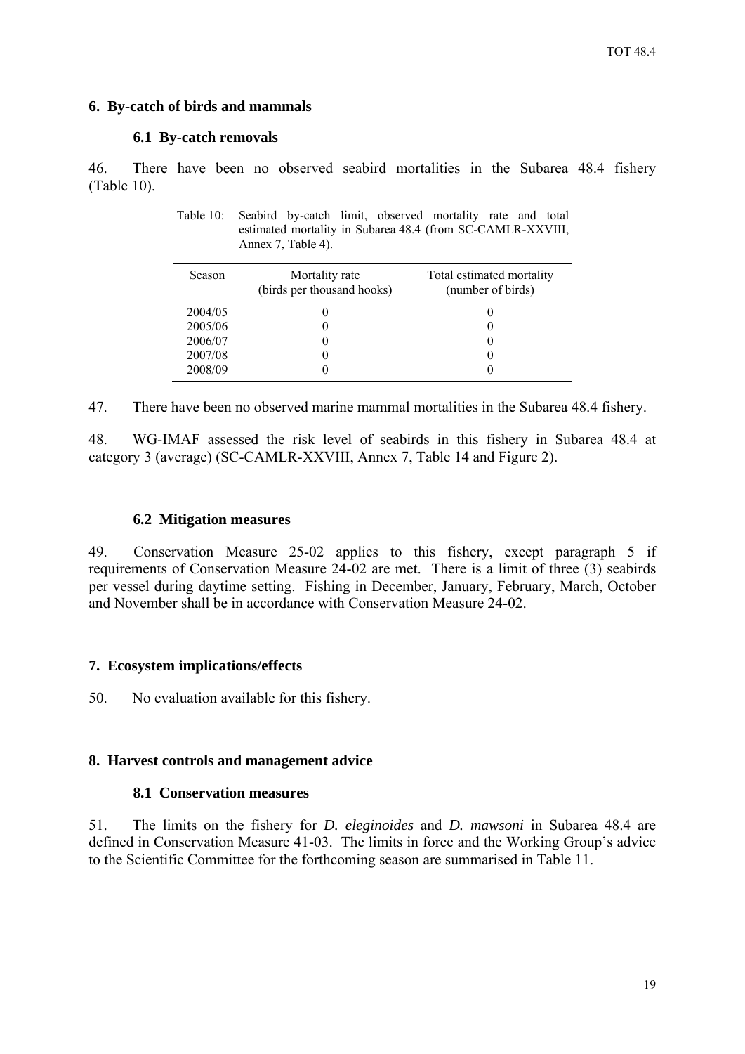## 6. By-catch of birds and mammals

### 6.1 By-catch removals

46. There have been no observed seabird mortalities in the Subarea 48.4 fishery (Table 10).

Table 10: Seabird by-catch limit, observed mortality rate and total estimated mortality in Subarea 48.4 (from SC-CAMLR-XXVIII, Annex 7, Table 4).

| Season | Mortality rate (birds per thousand hooks) | Total estimated mortality (number of birds) |
|---|---|---|
| 2004/05 | 0 | 0 |
| 2005/06 | 0 | 0 |
| 2006/07 | 0 | 0 |
| 2007/08 | 0 | 0 |
| 2008/09 | 0 | 0 |

47. There have been no observed marine mammal mortalities in the Subarea 48.4 fishery.

48. WG-IMAF assessed the risk level of seabirds in this fishery in Subarea 48.4 at category 3 (average) (SC-CAMLR-XXVIII, Annex 7, Table 14 and Figure 2).

### 6.2 Mitigation measures

49. Conservation Measure 25-02 applies to this fishery, except paragraph 5 if requirements of Conservation Measure 24-02 are met. There is a limit of three (3) seabirds per vessel during daytime setting. Fishing in December, January, February, March, October and November shall be in accordance with Conservation Measure 24-02.

## 7. Ecosystem implications/effects

50. No evaluation available for this fishery.

## 8. Harvest controls and management advice

### 8.1 Conservation measures

51. The limits on the fishery for *D. eleginoides* and *D. mawsoni* in Subarea 48.4 are defined in Conservation Measure 41-03. The limits in force and the Working Group's advice to the Scientific Committee for the forthcoming season are summarised in Table 11.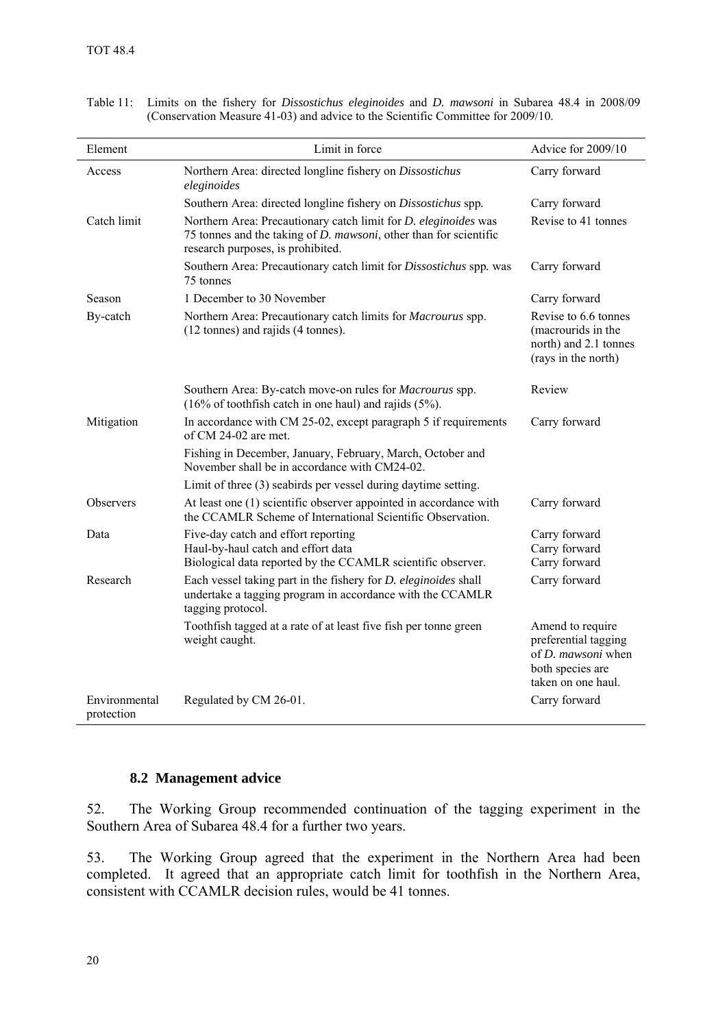Table 11: Limits on the fishery for *Dissostichus eleginoides* and *D. mawsoni* in Subarea 48.4 in 2008/09 (Conservation Measure 41-03) and advice to the Scientific Committee for 2009/10.

| Element | Limit in force | Advice for 2009/10 |
|---|---|---|
| Access | Northern Area: directed longline fishery on *Dissostichus eleginoides* | Carry forward |
| | Southern Area: directed longline fishery on *Dissostichus* spp. | Carry forward |
| Catch limit | Northern Area: Precautionary catch limit for *D. eleginoides* was 75 tonnes and the taking of *D. mawsoni*, other than for scientific research purposes, is prohibited. | Revise to 41 tonnes |
| | Southern Area: Precautionary catch limit for *Dissostichus* spp. was 75 tonnes | Carry forward |
| Season | 1 December to 30 November | Carry forward |
| By-catch | Northern Area: Precautionary catch limits for *Macrourus* spp. (12 tonnes) and rajids (4 tonnes). | Revise to 6.6 tonnes (macrourids in the north) and 2.1 tonnes (rays in the north) |
| | Southern Area: By-catch move-on rules for *Macrourus* spp. (16% of toothfish catch in one haul) and rajids (5%). | Review |
| Mitigation | In accordance with CM 25-02, except paragraph 5 if requirements of CM 24-02 are met. | Carry forward |
| | Fishing in December, January, February, March, October and November shall be in accordance with CM24-02. | |
| | Limit of three (3) seabirds per vessel during daytime setting. | |
| Observers | At least one (1) scientific observer appointed in accordance with the CCAMLR Scheme of International Scientific Observation. | Carry forward |
| Data | Five-day catch and effort reporting<br>Haul-by-haul catch and effort data<br>Biological data reported by the CCAMLR scientific observer. | Carry forward<br>Carry forward<br>Carry forward |
| Research | Each vessel taking part in the fishery for *D. eleginoides* shall undertake a tagging program in accordance with the CCAMLR tagging protocol. | Carry forward |
| | Toothfish tagged at a rate of at least five fish per tonne green weight caught. | Amend to require preferential tagging of *D. mawsoni* when both species are taken on one haul. |
| Environmental protection | Regulated by CM 26-01. | Carry forward |

### 8.2 Management advice

52. The Working Group recommended continuation of the tagging experiment in the Southern Area of Subarea 48.4 for a further two years.

53. The Working Group agreed that the experiment in the Northern Area had been completed. It agreed that an appropriate catch limit for toothfish in the Northern Area, consistent with CCAMLR decision rules, would be 41 tonnes.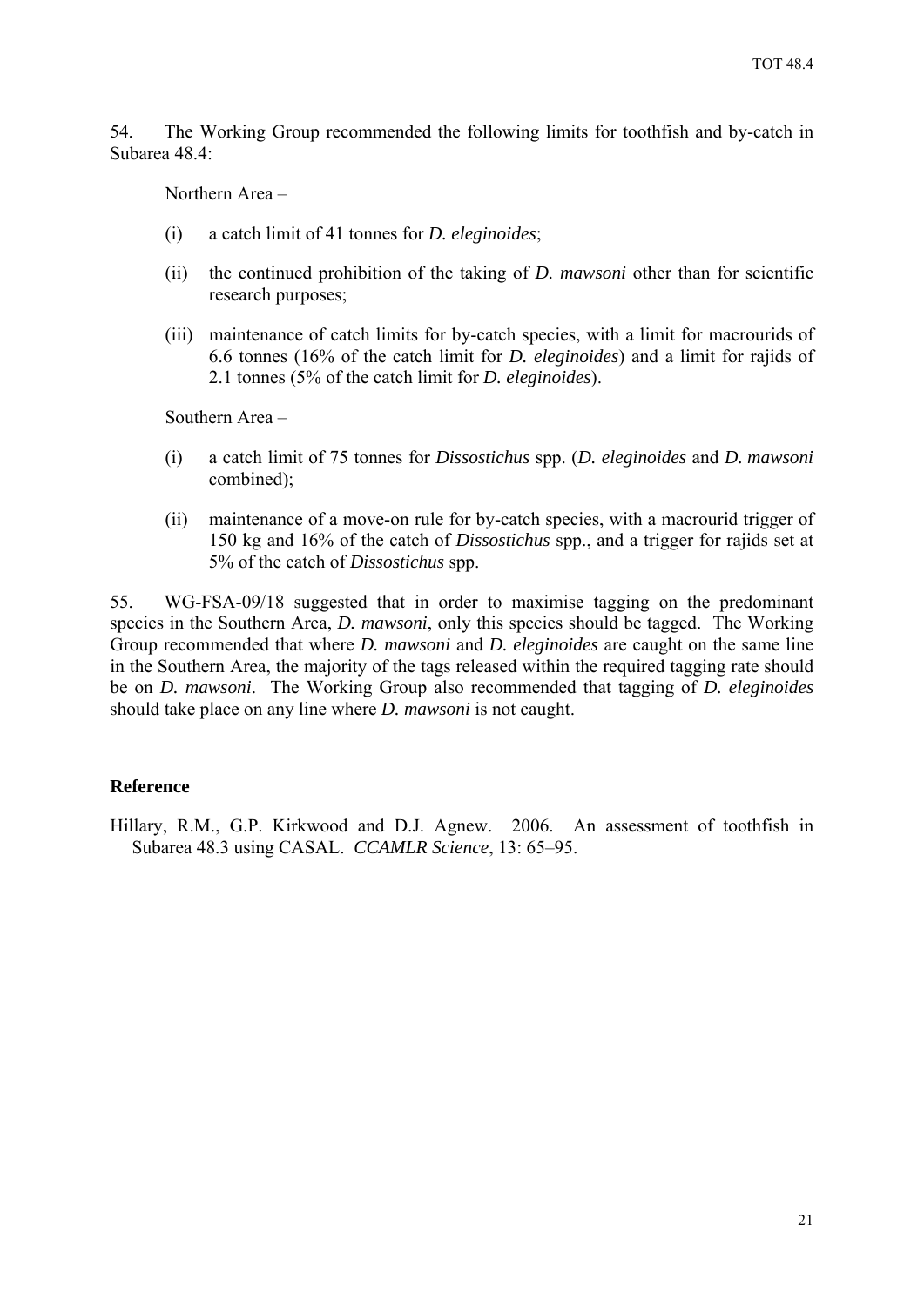54. The Working Group recommended the following limits for toothfish and by-catch in Subarea 48.4:

Northern Area –

- (i) a catch limit of 41 tonnes for *D. eleginoides*;
- (ii) the continued prohibition of the taking of *D. mawsoni* other than for scientific research purposes;
- (iii) maintenance of catch limits for by-catch species, with a limit for macrourids of 6.6 tonnes (16% of the catch limit for *D. eleginoides*) and a limit for rajids of 2.1 tonnes (5% of the catch limit for *D. eleginoides*).

Southern Area –

- (i) a catch limit of 75 tonnes for *Dissostichus* spp. (*D. eleginoides* and *D. mawsoni* combined);
- (ii) maintenance of a move-on rule for by-catch species, with a macrourid trigger of 150 kg and 16% of the catch of *Dissostichus* spp., and a trigger for rajids set at 5% of the catch of *Dissostichus* spp.

55. WG-FSA-09/18 suggested that in order to maximise tagging on the predominant species in the Southern Area, *D. mawsoni*, only this species should be tagged. The Working Group recommended that where *D. mawsoni* and *D. eleginoides* are caught on the same line in the Southern Area, the majority of the tags released within the required tagging rate should be on *D. mawsoni*. The Working Group also recommended that tagging of *D. eleginoides* should take place on any line where *D. mawsoni* is not caught.

## Reference

Hillary, R.M., G.P. Kirkwood and D.J. Agnew. 2006. An assessment of toothfish in Subarea 48.3 using CASAL. *CCAMLR Science*, 13: 65–95.